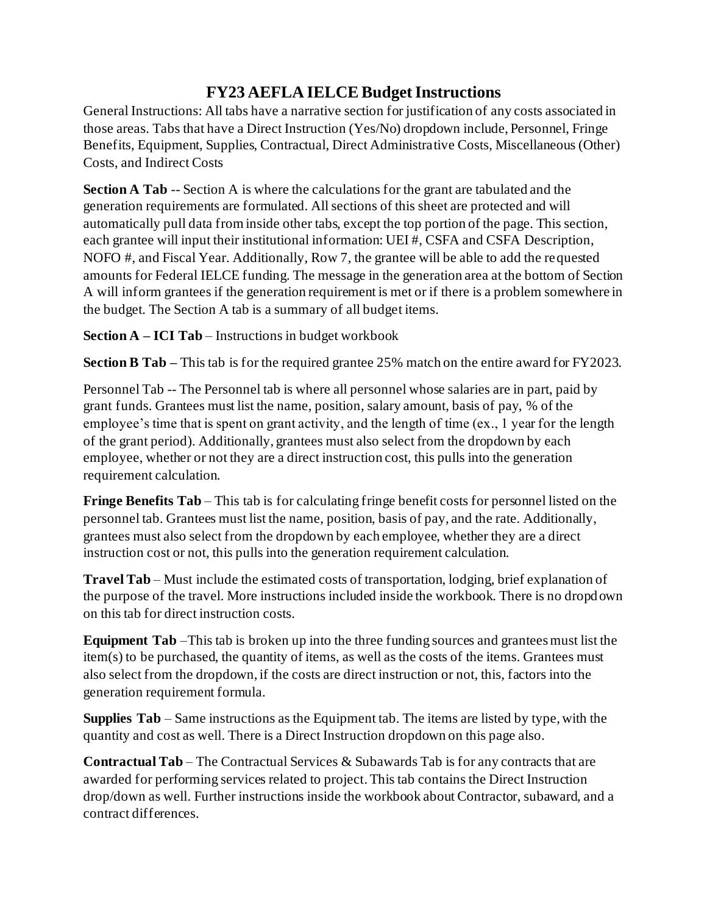# FY23 AEFLA IELCE Budget Instructions

General Instructions: All tabs have a narrative section for justification of any costs associated in those areas. Tabs that have a Direct Instruction (Yes/No) dropdown include, Personnel, Fringe Benefits, Equipment, Supplies, Contractual, Direct Administrative Costs, Miscellaneous (Other) Costs, and Indirect Costs

**Section A Tab** -- Section A is where the calculations for the grant are tabulated and the generation requirements are formulated. All sections of this sheet are protected and will automatically pull data from inside other tabs, except the top portion of the page. This section, each grantee will input their institutional information: UEI #, CSFA and CSFA Description, NOFO #, and Fiscal Year. Additionally, Row 7, the grantee will be able to add the requested amounts for Federal IELCE funding. The message in the generation area at the bottom of Section A will inform grantees if the generation requirement is met or if there is a problem somewhere in the budget. The Section A tab is a summary of all budget items.

**Section A – ICI Tab** – Instructions in budget workbook

**Section B Tab –** This tab is for the required grantee 25% match on the entire award for FY2023.

Personnel Tab -- The Personnel tab is where all personnel whose salaries are in part, paid by grant funds. Grantees must list the name, position, salary amount, basis of pay, % of the employee's time that is spent on grant activity, and the length of time (ex., 1 year for the length of the grant period). Additionally, grantees must also select from the dropdown by each employee, whether or not they are a direct instruction cost, this pulls into the generation requirement calculation.

**Fringe Benefits Tab** – This tab is for calculating fringe benefit costs for personnel listed on the personnel tab. Grantees must list the name, position, basis of pay, and the rate. Additionally, grantees must also select from the dropdown by each employee, whether they are a direct instruction cost or not, this pulls into the generation requirement calculation.

**Travel Tab** – Must include the estimated costs of transportation, lodging, brief explanation of the purpose of the travel. More instructions included inside the workbook. There is no dropdown on this tab for direct instruction costs.

**Equipment Tab** –This tab is broken up into the three funding sources and grantees must list the item(s) to be purchased, the quantity of items, as well as the costs of the items. Grantees must also select from the dropdown, if the costs are direct instruction or not, this, factors into the generation requirement formula.

**Supplies Tab** – Same instructions as the Equipment tab. The items are listed by type, with the quantity and cost as well. There is a Direct Instruction dropdown on this page also.

**Contractual Tab** – The Contractual Services & Subawards Tab is for any contracts that are awarded for performing services related to project. This tab contains the Direct Instruction drop/down as well. Further instructions inside the workbook about Contractor, subaward, and a contract differences.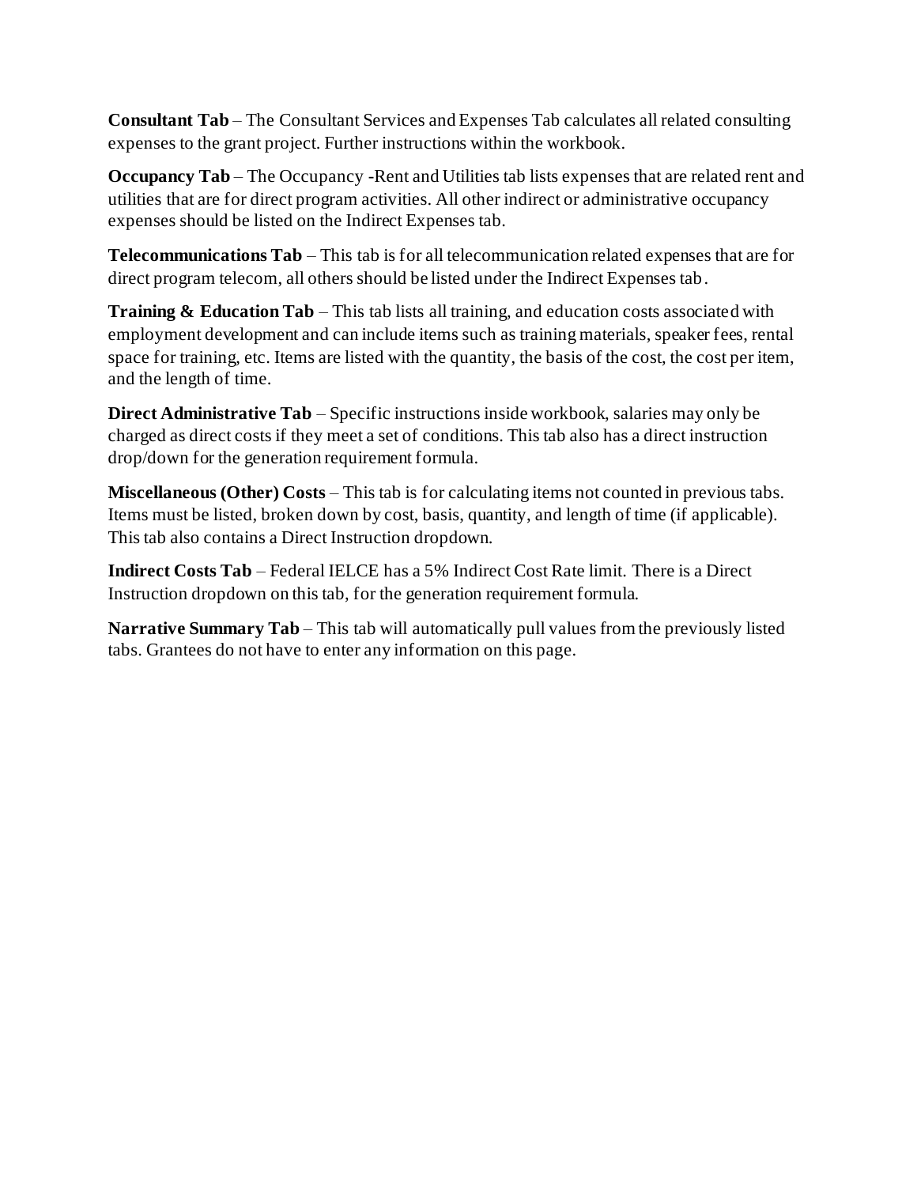**Consultant Tab** – The Consultant Services and Expenses Tab calculates all related consulting expenses to the grant project. Further instructions within the workbook.

**Occupancy Tab** – The Occupancy -Rent and Utilities tab lists expenses that are related rent and utilities that are for direct program activities. All other indirect or administrative occupancy expenses should be listed on the Indirect Expenses tab.

**Telecommunications Tab** – This tab is for all telecommunication related expenses that are for direct program telecom, all others should be listed under the Indirect Expenses tab.

**Training & Education Tab** – This tab lists all training, and education costs associated with employment development and can include items such as training materials, speaker fees, rental space for training, etc. Items are listed with the quantity, the basis of the cost, the cost per item, and the length of time.

**Direct Administrative Tab** – Specific instructions inside workbook, salaries may only be charged as direct costs if they meet a set of conditions. This tab also has a direct instruction drop/down for the generation requirement formula.

**Miscellaneous (Other) Costs** – This tab is for calculating items not counted in previous tabs. Items must be listed, broken down by cost, basis, quantity, and length of time (if applicable). This tab also contains a Direct Instruction dropdown.

**Indirect Costs Tab** – Federal IELCE has a 5% Indirect Cost Rate limit. There is a Direct Instruction dropdown on this tab, for the generation requirement formula.

**Narrative Summary Tab** – This tab will automatically pull values from the previously listed tabs. Grantees do not have to enter any information on this page.